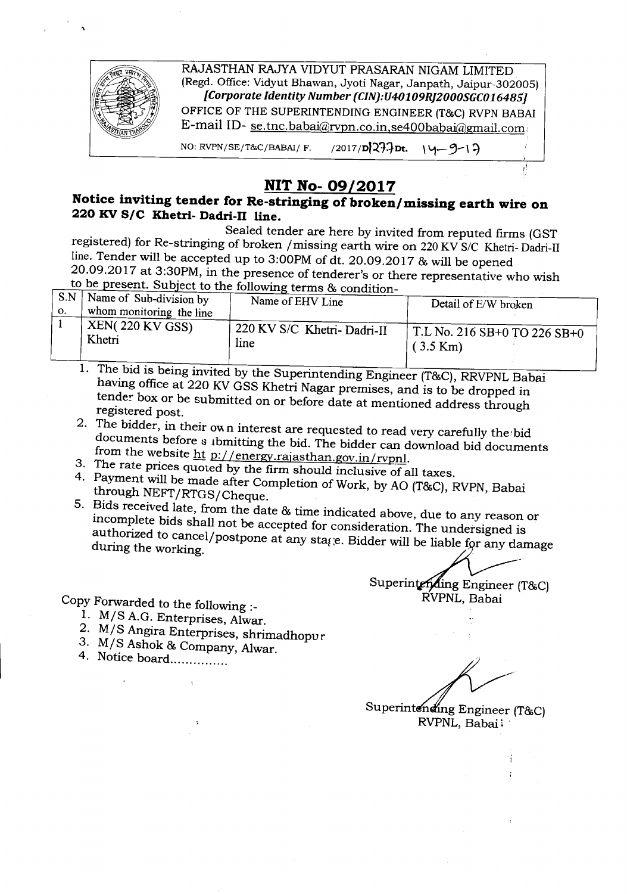RAJASTHAN RAJYA VIDYUT PRASARAN NIGAM LIMITED
(Regd. Office: Vidyut Bhawan, Jyoti Nagar, Janpath, Jaipur-302005)
*[Corporate Identity Number (CIN):U40109RJ2000SGC016485]*
OFFICE OF THE SUPERINTENDING ENGINEER (T&C) RVPN BABAI
E-mail ID- se.tnc.babai@rvpn.co.in,se400babai@gmail.com

NO: RVPN/SE/T&C/BABAI/ F. /2017/D 277 Dt. 14-9-17

# NIT No- 09/2017

## Notice inviting tender for Re-stringing of broken/missing earth wire on 220 KV S/C Khetri- Dadri-II line.

Sealed tender are here by invited from reputed firms (GST registered) for Re-stringing of broken /missing earth wire on 220 KV S/C Khetri- Dadri-II line. Tender will be accepted up to 3:00PM of dt. 20.09.2017 & will be opened 20.09.2017 at 3:30PM, in the presence of tenderer's or there representative who wish to be present. Subject to the following terms & condition-

| S.No. | Name of Sub-division by whom monitoring the line | Name of EHV Line | Detail of E/W broken |
|---|---|---|---|
| 1 | XEN( 220 KV GSS) Khetri | 220 KV S/C Khetri- Dadri-II line | T.L No. 216 SB+0 TO 226 SB+0 ( 3.5 Km) |

1. The bid is being invited by the Superintending Engineer (T&C), RRVPNL Babai having office at 220 KV GSS Khetri Nagar premises, and is to be dropped in tender box or be submitted on or before date at mentioned address through registered post.
2. The bidder, in their own interest are requested to read very carefully the bid documents before submitting the bid. The bidder can download bid documents from the website ht p://energy.rajasthan.gov.in/rvpnl.
3. The rate prices quoted by the firm should inclusive of all taxes.
4. Payment will be made after Completion of Work, by AO (T&C), RVPN, Babai through NEFT/RTGS/Cheque.
5. Bids received late, from the date & time indicated above, due to any reason or incomplete bids shall not be accepted for consideration. The undersigned is authorized to cancel/postpone at any stage. Bidder will be liable for any damage during the working.

Superintending Engineer (T&C)
RVPNL, Babai

Copy Forwarded to the following :-

1. M/S A.G. Enterprises, Alwar.
2. M/S Angira Enterprises, shrimadhopur
3. M/S Ashok & Company, Alwar.
4. Notice board..............

Superintending Engineer (T&C)
RVPNL, Babai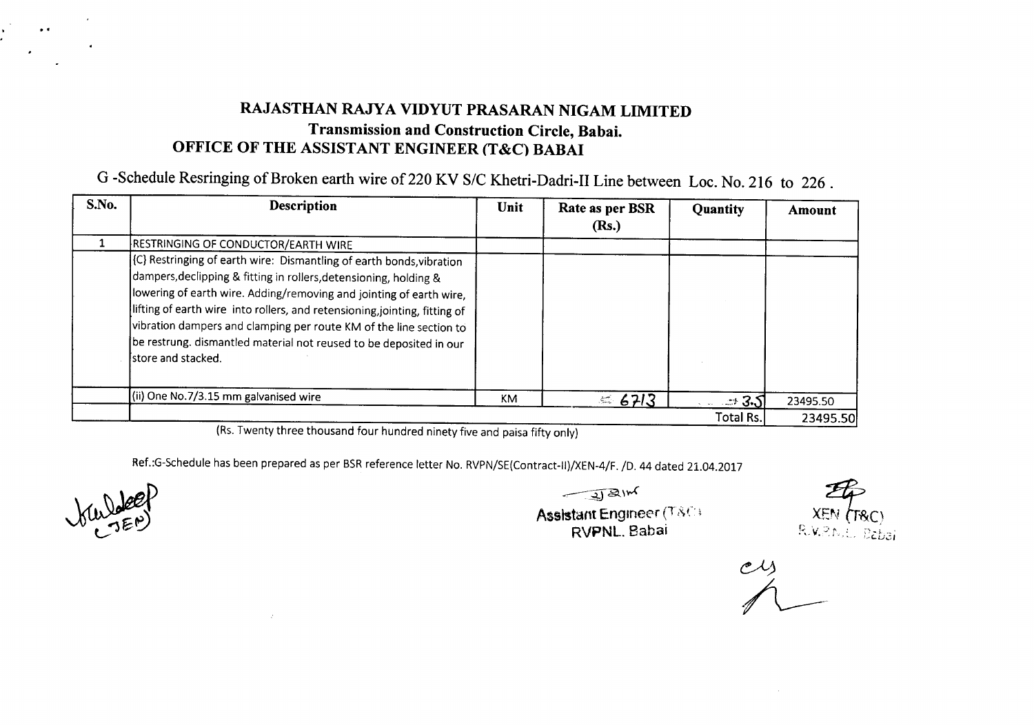# RAJASTHAN RAJYA VIDYUT PRASARAN NIGAM LIMITED

## Transmission and Construction Circle, Babai.

## OFFICE OF THE ASSISTANT ENGINEER (T&C) BABAI

G -Schedule Resringing of Broken earth wire of 220 KV S/C Khetri-Dadri-II Line between Loc. No. 216 to 226 .

| S.No. | Description | Unit | Rate as per BSR (Rs.) | Quantity | Amount |
|---|---|---|---|---|---|
| 1 | RESTRINGING OF CONDUCTOR/EARTH WIRE | | | | |
| | (C) Restringing of earth wire: Dismantling of earth bonds,vibration dampers,declipping & fitting in rollers,detensioning, holding & lowering of earth wire. Adding/removing and jointing of earth wire, lifting of earth wire into rollers, and retensioning,jointing, fitting of vibration dampers and clamping per route KM of the line section to be restrung. dismantled material not reused to be deposited in our store and stacked. | | | | |
| | (ii) One No.7/3.15 mm galvanised wire | KM | 6713 | 3.5 | 23495.50 |
| | | | | Total Rs. | 23495.50 |

(Rs. Twenty three thousand four hundred ninety five and paisa fifty only)

Ref.:G-Schedule has been prepared as per BSR reference letter No. RVPN/SE(Contract-II)/XEN-4/F. /D. 44 dated 21.04.2017

Kuldeep (JEN)

Assistant Engineer (T&C)
RVPNL. Babai

XEN (T&C)
R.V.P.N.L. Babai